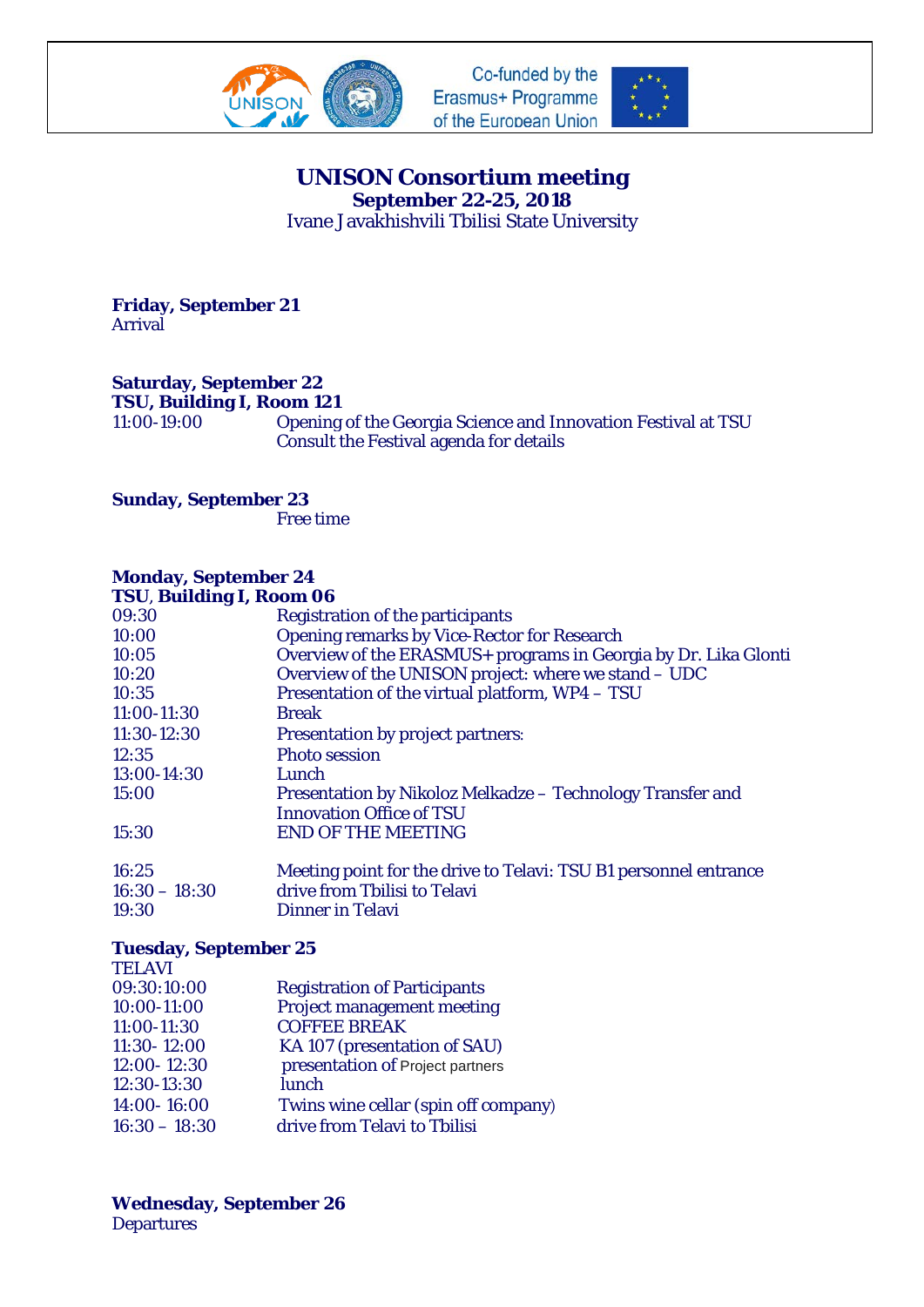Co-funded by the Erasmus+ Programme of the European Union

# UNISON Consortium meeting

**September 22-25, 2018**

Ivane Javakhishvili Tbilisi State University

**Friday, September 21**

Arrival

**Saturday, September 22**

**TSU, Building I, Room 121**

| | |
|---|---|
| 11:00-19:00 | Opening of the Georgia Science and Innovation Festival at TSU<br>Consult the Festival agenda for details |

**Sunday, September 23**

Free time

**Monday, September 24**

**TSU, Building I, Room 06**

| | |
|---|---|
| 09:30 | Registration of the participants |
| 10:00 | Opening remarks by Vice-Rector for Research |
| 10:05 | Overview of the ERASMUS+ programs in Georgia by Dr. Lika Glonti |
| 10:20 | Overview of the UNISON project: where we stand – UDC |
| 10:35 | Presentation of the virtual platform, WP4 – TSU |
| 11:00-11:30 | Break |
| 11:30-12:30 | Presentation by project partners: |
| 12:35 | Photo session |
| 13:00-14:30 | Lunch |
| 15:00 | Presentation by Nikoloz Melkadze – Technology Transfer and Innovation Office of TSU |
| 15:30 | END OF THE MEETING |
| 16:25 | Meeting point for the drive to Telavi: TSU B1 personnel entrance |
| 16:30 – 18:30 | drive from Tbilisi to Telavi |
| 19:30 | Dinner in Telavi |

**Tuesday, September 25**

TELAVI

| | |
|---|---|
| 09:30:10:00 | Registration of Participants |
| 10:00-11:00 | Project management meeting |
| 11:00-11:30 | COFFEE BREAK |
| 11:30- 12:00 | KA 107 (presentation of SAU) |
| 12:00- 12:30 | presentation of Project partners |
| 12:30-13:30 | lunch |
| 14:00- 16:00 | Twins wine cellar (spin off company) |
| 16:30 – 18:30 | drive from Telavi to Tbilisi |

**Wednesday, September 26**

Departures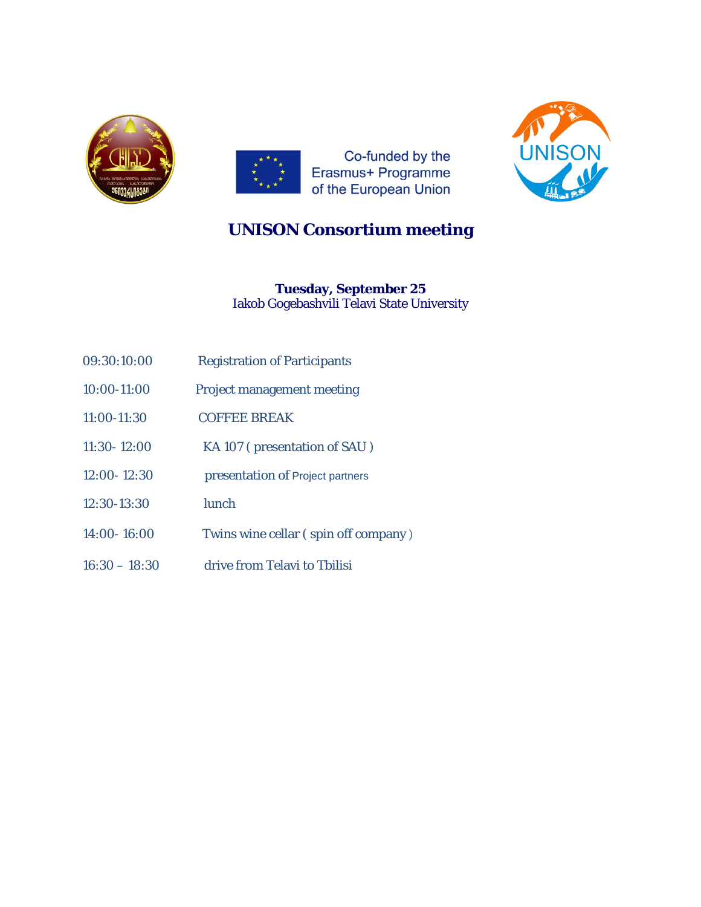Co-funded by the Erasmus+ Programme of the European Union

UNISON

# UNISON Consortium meeting

**Tuesday, September 25**
Iakob Gogebashvili Telavi State University

| | |
|---|---|
| 09:30:10:00 | Registration of Participants |
| 10:00-11:00 | Project management meeting |
| 11:00-11:30 | COFFEE BREAK |
| 11:30- 12:00 | KA 107 ( presentation of SAU ) |
| 12:00- 12:30 | presentation of Project partners |
| 12:30-13:30 | lunch |
| 14:00- 16:00 | Twins wine cellar ( spin off company ) |
| 16:30 – 18:30 | drive from Telavi to Tbilisi |